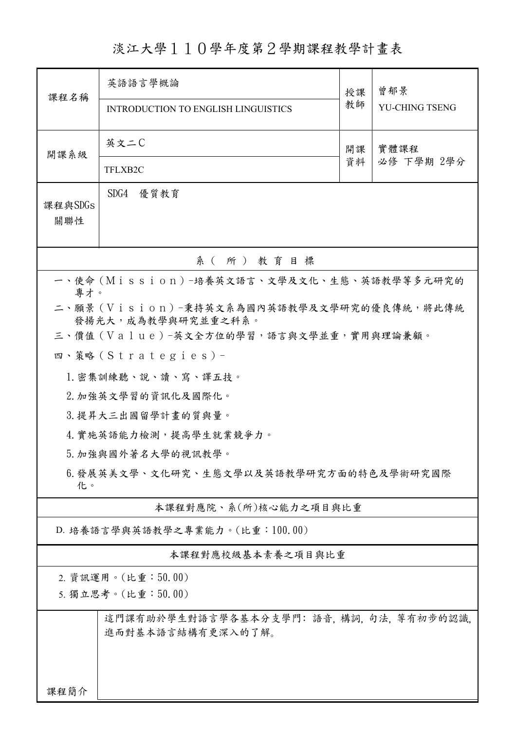# 淡江大學１１０學年度第２學期課程教學計畫表

| 課程名稱 | 英語語言學概論<br>INTRODUCTION TO ENGLISH LINGUISTICS | 授課教師 | 曾郁景<br>YU-CHING TSENG |
|---|---|---|---|
| 開課系級 | 英文二Ｃ<br>TFLXB2C | 開課資料 | 實體課程<br>必修 下學期 2學分 |
| 課程與SDGs關聯性 | SDG4　優質教育 | | |

## 系（所）教育目標

一、使命（Ｍｉｓｓｉｏｎ）-培養英文語言、文學及文化、生態、英語教學等多元研究的專才。

二、願景（Ｖｉｓｉｏｎ）-秉持英文系為國內英語教學及文學研究的優良傳統，將此傳統發揚光大，成為教學與研究並重之科系。

三、價值（Ｖａｌｕｅ）-英文全方位的學習，語言與文學並重，實用與理論兼顧。

四、策略（Ｓｔｒａｔｅｇｉｅｓ）-

1. 密集訓練聽、說、讀、寫、譯五技。
2. 加強英文學習的資訊化及國際化。
3. 提昇大三出國留學計畫的質與量。
4. 實施英語能力檢測，提高學生就業競爭力。
5. 加強與國外著名大學的視訊教學。
6. 發展英美文學、文化研究、生態文學以及英語教學研究方面的特色及學術研究國際化。

## 本課程對應院、系(所)核心能力之項目與比重

D. 培養語言學與英語教學之專業能力。(比重：100.00)

## 本課程對應校級基本素養之項目與比重

2. 資訊運用。(比重：50.00)
5. 獨立思考。(比重：50.00)

| 課程簡介 | 這門課有助於學生對語言學各基本分支學門: 語音, 構詞, 句法, 等有初步的認識, 進而對基本語言結構有更深入的了解。 |
|---|---|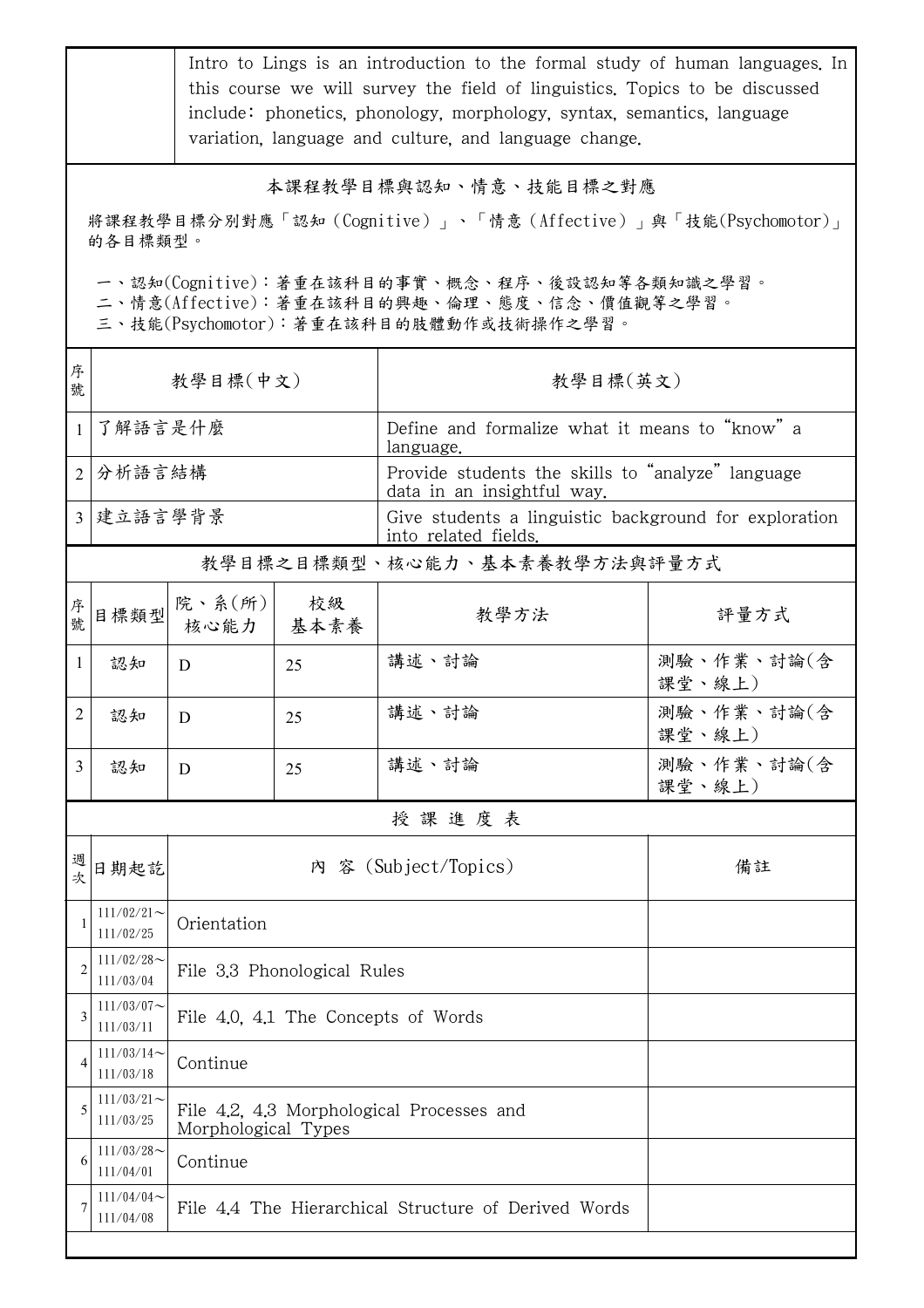| | Intro to Lings is an introduction to the formal study of human languages. In this course we will survey the field of linguistics. Topics to be discussed include: phonetics, phonology, morphology, syntax, semantics, language variation, language and culture, and language change. |
|---|---|

## 本課程教學目標與認知、情意、技能目標之對應

將課程教學目標分別對應「認知（Cognitive）」、「情意（Affective）」與「技能(Psychomotor)」的各目標類型。

一、認知(Cognitive)：著重在該科目的事實、概念、程序、後設認知等各類知識之學習。
二、情意(Affective)：著重在該科目的興趣、倫理、態度、信念、價值觀等之學習。
三、技能(Psychomotor)：著重在該科目的肢體動作或技術操作之學習。

| 序號 | 教學目標(中文) | 教學目標(英文) |
|---|---|---|
| 1 | 了解語言是什麼 | Define and formalize what it means to "know" a language. |
| 2 | 分析語言結構 | Provide students the skills to "analyze" language data in an insightful way. |
| 3 | 建立語言學背景 | Give students a linguistic background for exploration into related fields. |

## 教學目標之目標類型、核心能力、基本素養教學方法與評量方式

| 序號 | 目標類型 | 院、系(所)核心能力 | 校級基本素養 | 教學方法 | 評量方式 |
|---|---|---|---|---|---|
| 1 | 認知 | D | 25 | 講述、討論 | 測驗、作業、討論(含課堂、線上) |
| 2 | 認知 | D | 25 | 講述、討論 | 測驗、作業、討論(含課堂、線上) |
| 3 | 認知 | D | 25 | 講述、討論 | 測驗、作業、討論(含課堂、線上) |

## 授 課 進 度 表

| 週次 | 日期起訖 | 內 容 (Subject/Topics) | 備註 |
|---|---|---|---|
| 1 | 111/02/21～111/02/25 | Orientation | |
| 2 | 111/02/28～111/03/04 | File 3.3 Phonological Rules | |
| 3 | 111/03/07～111/03/11 | File 4.0, 4.1 The Concepts of Words | |
| 4 | 111/03/14～111/03/18 | Continue | |
| 5 | 111/03/21～111/03/25 | File 4.2, 4.3 Morphological Processes and Morphological Types | |
| 6 | 111/03/28～111/04/01 | Continue | |
| 7 | 111/04/04～111/04/08 | File 4.4 The Hierarchical Structure of Derived Words | |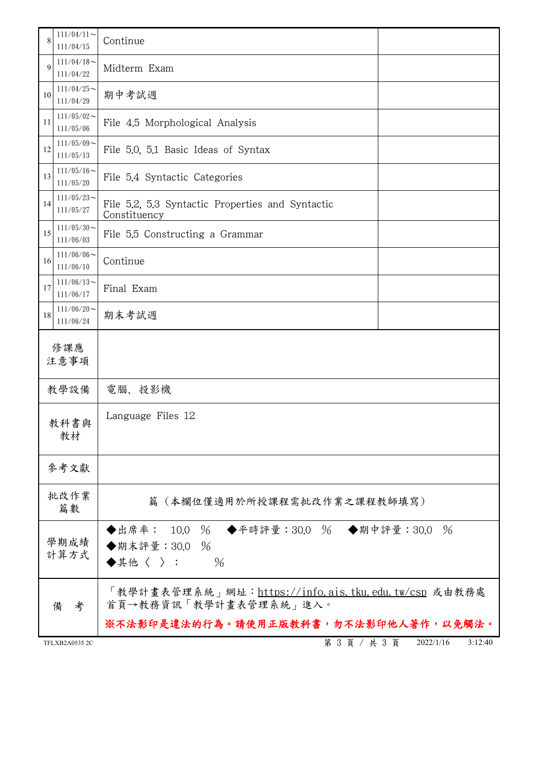| | | | |
|---|---|---|---|
| 8 | 111/04/11～<br>111/04/15 | Continue | |
| 9 | 111/04/18～<br>111/04/22 | Midterm Exam | |
| 10 | 111/04/25～<br>111/04/29 | 期中考試週 | |
| 11 | 111/05/02～<br>111/05/06 | File 4.5 Morphological Analysis | |
| 12 | 111/05/09～<br>111/05/13 | File 5.0, 5.1 Basic Ideas of Syntax | |
| 13 | 111/05/16～<br>111/05/20 | File 5.4 Syntactic Categories | |
| 14 | 111/05/23～<br>111/05/27 | File 5.2, 5.3 Syntactic Properties and Syntactic Constituency | |
| 15 | 111/05/30～<br>111/06/03 | File 5.5 Constructing a Grammar | |
| 16 | 111/06/06～<br>111/06/10 | Continue | |
| 17 | 111/06/13～<br>111/06/17 | Final Exam | |
| 18 | 111/06/20～<br>111/06/24 | 期末考試週 | |

| | |
|---|---|
| 修課應注意事項 | |
| 教學設備 | 電腦、投影機 |
| 教科書與教材 | Language Files 12 |
| 參考文獻 | |
| 批改作業篇數 | 篇（本欄位僅適用於所授課程需批改作業之課程教師填寫） |
| 學期成績計算方式 | ◆出席率： 10.0 ％　◆平時評量：30.0 ％　◆期中評量：30.0 ％<br>◆期末評量：30.0 ％<br>◆其他〈 〉： ％ |
| 備　考 | 「教學計畫表管理系統」網址：https://info.ais.tku.edu.tw/csp 或由教務處首頁→教務資訊「教學計畫表管理系統」進入。<br>**※不法影印是違法的行為。請使用正版教科書，勿不法影印他人著作，以免觸法。** |

TFLXB2A0535 2C　　2022/1/16　3:12:40